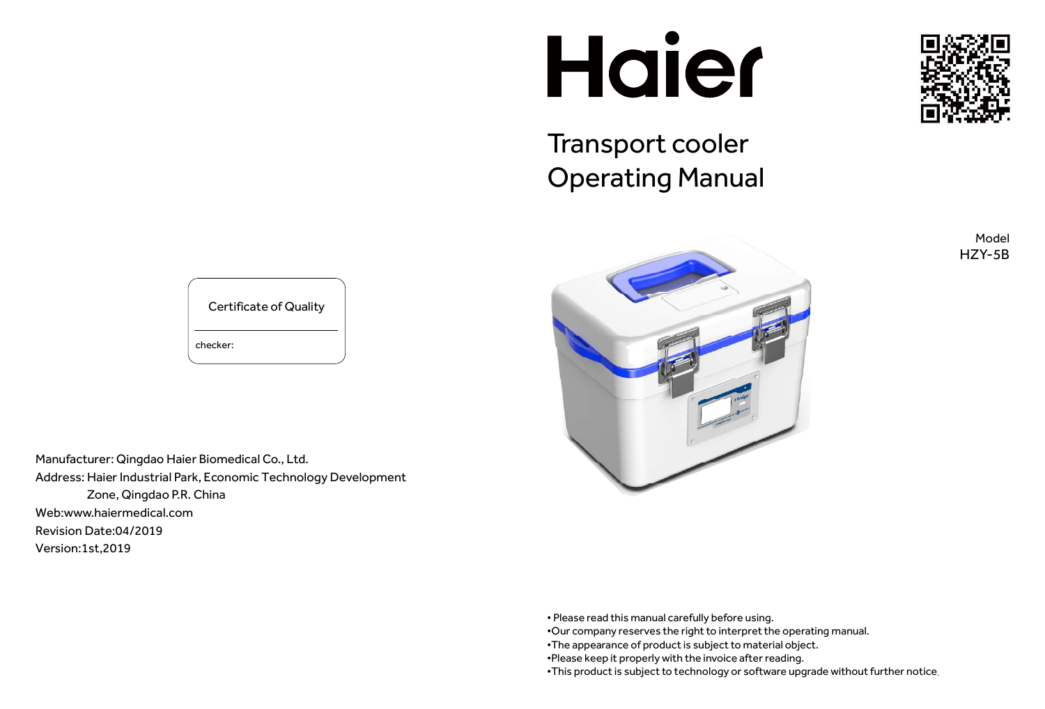# Haier

# Transport cooler
# Operating Manual

Model
HZY-5B

Certificate of Quality

checker:

Manufacturer: Qingdao Haier Biomedical Co., Ltd.
Address: Haier Industrial Park, Economic Technology Development Zone, Qingdao P.R. China
Web:www.haiermedical.com
Revision Date:04/2019
Version:1st,2019

- Please read this manual carefully before using.
- Our company reserves the right to interpret the operating manual.
- The appearance of product is subject to material object.
- Please keep it properly with the invoice after reading.
- This product is subject to technology or software upgrade without further notice.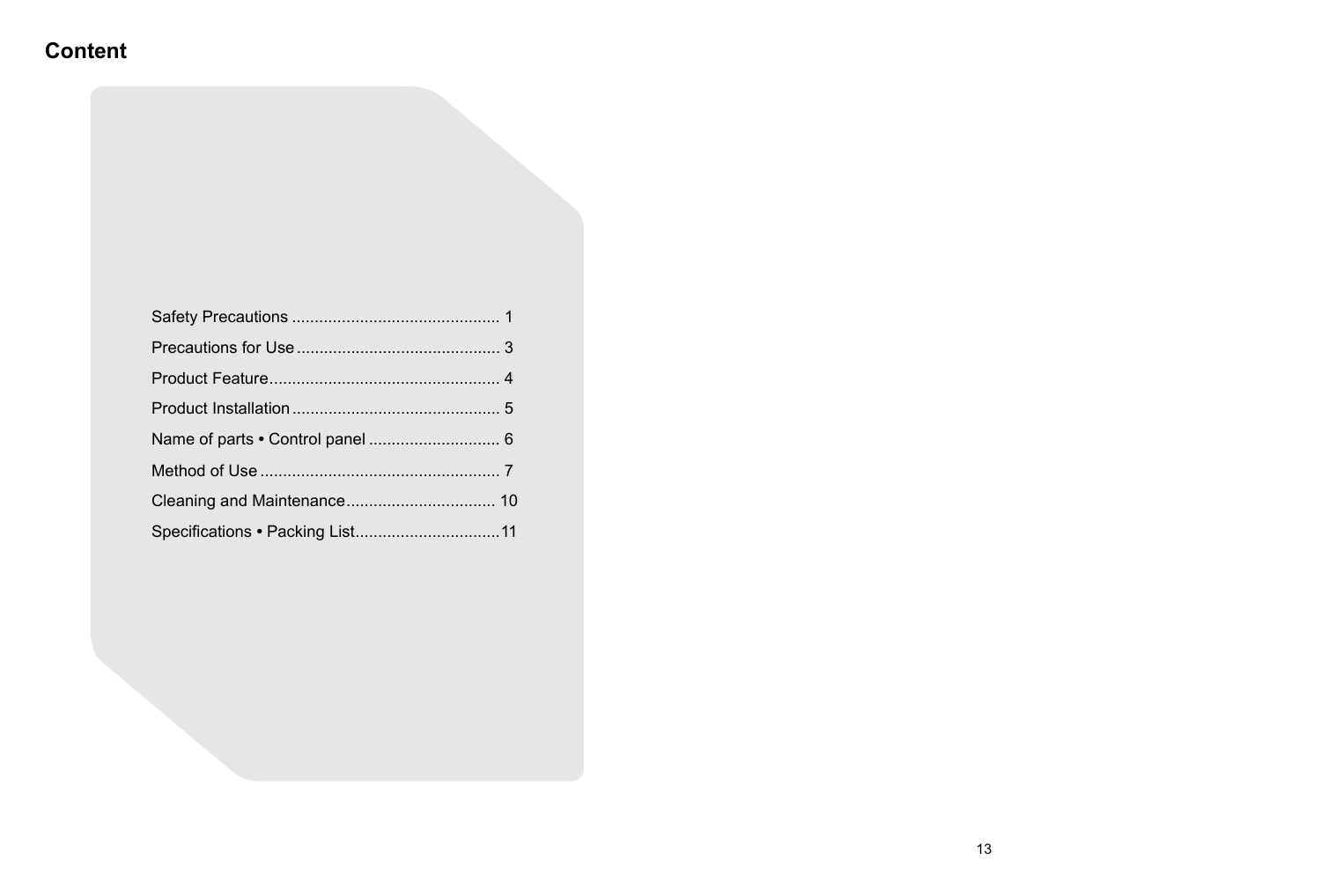# Content

- Safety Precautions ............................................. 1
- Precautions for Use ............................................ 3
- Product Feature.................................................. 4
- Product Installation ............................................. 5
- Name of parts • Control panel ............................ 6
- Method of Use .................................................... 7
- Cleaning and Maintenance................................. 10
- Specifications • Packing List................................11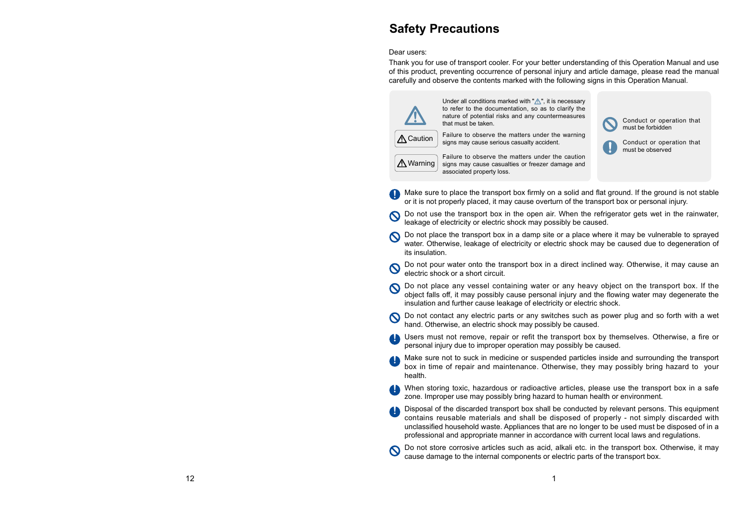# Safety Precautions

Dear users:

Thank you for use of transport cooler. For your better understanding of this Operation Manual and use of this product, preventing occurrence of personal injury and article damage, please read the manual carefully and observe the contents marked with the following signs in this Operation Manual.

| Sign | Meaning |
| --- | --- |
| ⚠ | Under all conditions marked with "⚠", it is necessary to refer to the documentation, so as to clarify the nature of potential risks and any countermeasures that must be taken. |
| ⚠ Caution | Failure to observe the matters under the warning signs may cause serious casualty accident. |
| ⚠ Warning | Failure to observe the matters under the caution signs may cause casualties or freezer damage and associated property loss. |

| Sign | Meaning |
| --- | --- |
| 🛇 | Conduct or operation that must be forbidden |
| ! | Conduct or operation that must be observed |

- ! Make sure to place the transport box firmly on a solid and flat ground. If the ground is not stable or it is not properly placed, it may cause overturn of the transport box or personal injury.
- 🛇 Do not use the transport box in the open air. When the refrigerator gets wet in the rainwater, leakage of electricity or electric shock may possibly be caused.
- 🛇 Do not place the transport box in a damp site or a place where it may be vulnerable to sprayed water. Otherwise, leakage of electricity or electric shock may be caused due to degeneration of its insulation.
- 🛇 Do not pour water onto the transport box in a direct inclined way. Otherwise, it may cause an electric shock or a short circuit.
- 🛇 Do not place any vessel containing water or any heavy object on the transport box. If the object falls off, it may possibly cause personal injury and the flowing water may degenerate the insulation and further cause leakage of electricity or electric shock.
- 🛇 Do not contact any electric parts or any switches such as power plug and so forth with a wet hand. Otherwise, an electric shock may possibly be caused.
- ! Users must not remove, repair or refit the transport box by themselves. Otherwise, a fire or personal injury due to improper operation may possibly be caused.
- ! Make sure not to suck in medicine or suspended particles inside and surrounding the transport box in time of repair and maintenance. Otherwise, they may possibly bring hazard to your health.
- ! When storing toxic, hazardous or radioactive articles, please use the transport box in a safe zone. Improper use may possibly bring hazard to human health or environment.
- ! Disposal of the discarded transport box shall be conducted by relevant persons. This equipment contains reusable materials and shall be disposed of properly - not simply discarded with unclassified household waste. Appliances that are no longer to be used must be disposed of in a professional and appropriate manner in accordance with current local laws and regulations.
- 🛇 Do not store corrosive articles such as acid, alkali etc. in the transport box. Otherwise, it may cause damage to the internal components or electric parts of the transport box.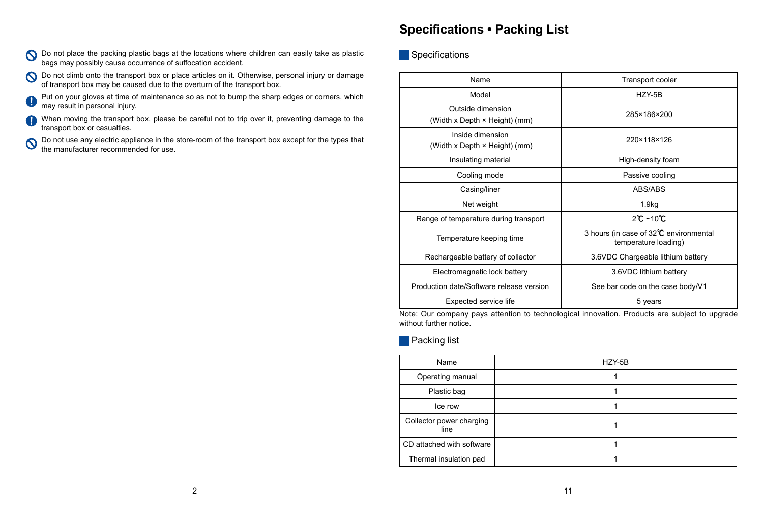- Do not place the packing plastic bags at the locations where children can easily take as plastic bags may possibly cause occurrence of suffocation accident.
- Do not climb onto the transport box or place articles on it. Otherwise, personal injury or damage of transport box may be caused due to the overturn of the transport box.
- Put on your gloves at time of maintenance so as not to bump the sharp edges or corners, which may result in personal injury.
- When moving the transport box, please be careful not to trip over it, preventing damage to the transport box or casualties.
- Do not use any electric appliance in the store-room of the transport box except for the types that the manufacturer recommended for use.

# Specifications • Packing List

## Specifications

| Name | Transport cooler |
|---|---|
| Model | HZY-5B |
| Outside dimension (Width x Depth × Height) (mm) | 285×186×200 |
| Inside dimension (Width x Depth × Height) (mm) | 220×118×126 |
| Insulating material | High-density foam |
| Cooling mode | Passive cooling |
| Casing/liner | ABS/ABS |
| Net weight | 1.9kg |
| Range of temperature during transport | 2℃ ~10℃ |
| Temperature keeping time | 3 hours (in case of 32℃ environmental temperature loading) |
| Rechargeable battery of collector | 3.6VDC Chargeable lithium battery |
| Electromagnetic lock battery | 3.6VDC lithium battery |
| Production date/Software release version | See bar code on the case body/V1 |
| Expected service life | 5 years |

Note: Our company pays attention to technological innovation. Products are subject to upgrade without further notice.

## Packing list

| Name | HZY-5B |
|---|---|
| Operating manual | 1 |
| Plastic bag | 1 |
| Ice row | 1 |
| Collector power charging line | 1 |
| CD attached with software | 1 |
| Thermal insulation pad | 1 |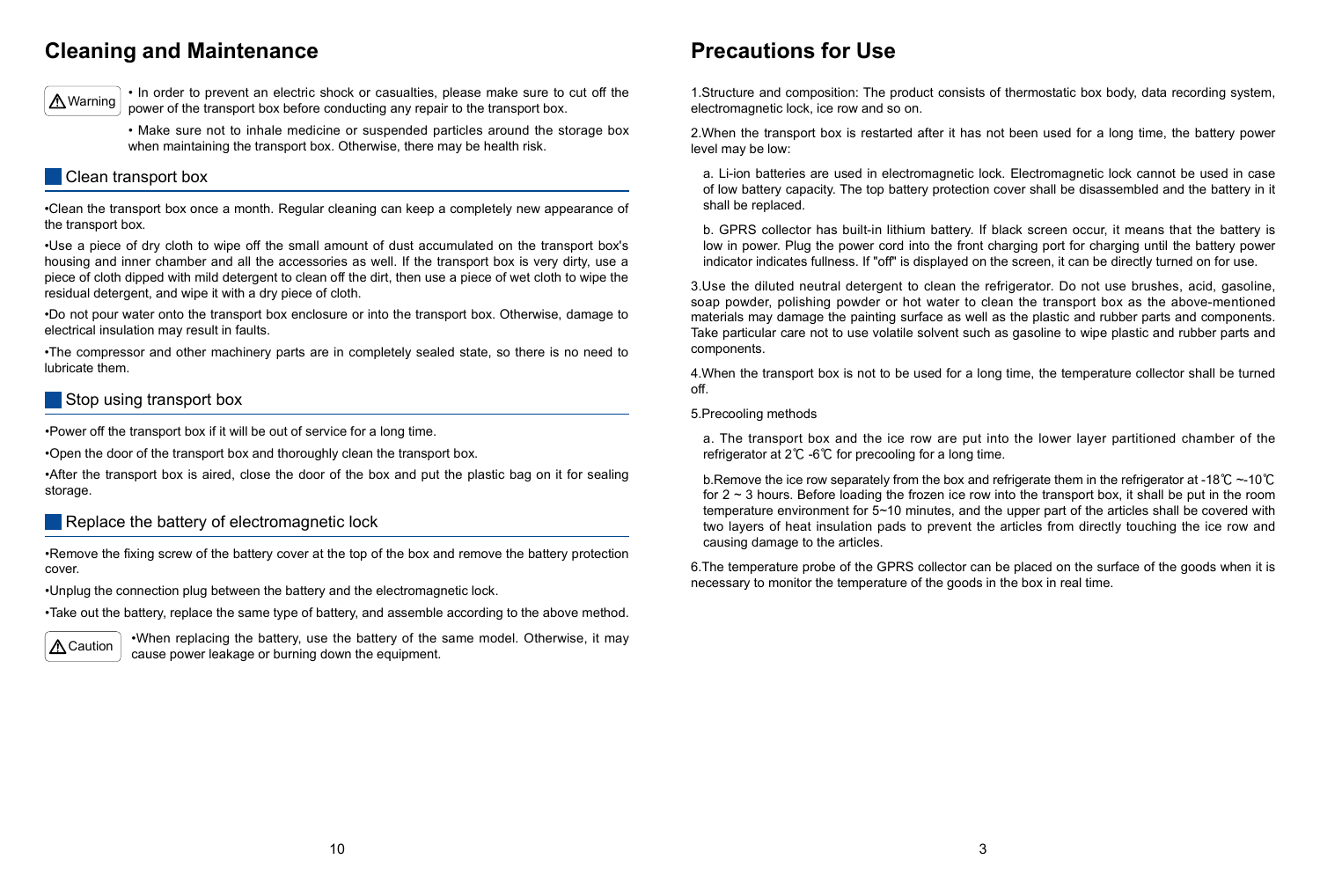## Cleaning and Maintenance

⚠Warning

• In order to prevent an electric shock or casualties, please make sure to cut off the power of the transport box before conducting any repair to the transport box.

• Make sure not to inhale medicine or suspended particles around the storage box when maintaining the transport box. Otherwise, there may be health risk.

### Clean transport box

•Clean the transport box once a month. Regular cleaning can keep a completely new appearance of the transport box.

•Use a piece of dry cloth to wipe off the small amount of dust accumulated on the transport box's housing and inner chamber and all the accessories as well. If the transport box is very dirty, use a piece of cloth dipped with mild detergent to clean off the dirt, then use a piece of wet cloth to wipe the residual detergent, and wipe it with a dry piece of cloth.

•Do not pour water onto the transport box enclosure or into the transport box. Otherwise, damage to electrical insulation may result in faults.

•The compressor and other machinery parts are in completely sealed state, so there is no need to lubricate them.

### Stop using transport box

•Power off the transport box if it will be out of service for a long time.

•Open the door of the transport box and thoroughly clean the transport box.

•After the transport box is aired, close the door of the box and put the plastic bag on it for sealing storage.

### Replace the battery of electromagnetic lock

•Remove the fixing screw of the battery cover at the top of the box and remove the battery protection cover.

•Unplug the connection plug between the battery and the electromagnetic lock.

•Take out the battery, replace the same type of battery, and assemble according to the above method.

⚠Caution

•When replacing the battery, use the battery of the same model. Otherwise, it may cause power leakage or burning down the equipment.

## Precautions for Use

1.Structure and composition: The product consists of thermostatic box body, data recording system, electromagnetic lock, ice row and so on.

2.When the transport box is restarted after it has not been used for a long time, the battery power level may be low:

a. Li-ion batteries are used in electromagnetic lock. Electromagnetic lock cannot be used in case of low battery capacity. The top battery protection cover shall be disassembled and the battery in it shall be replaced.

b. GPRS collector has built-in lithium battery. If black screen occur, it means that the battery is low in power. Plug the power cord into the front charging port for charging until the battery power indicator indicates fullness. If "off" is displayed on the screen, it can be directly turned on for use.

3.Use the diluted neutral detergent to clean the refrigerator. Do not use brushes, acid, gasoline, soap powder, polishing powder or hot water to clean the transport box as the above-mentioned materials may damage the painting surface as well as the plastic and rubber parts and components. Take particular care not to use volatile solvent such as gasoline to wipe plastic and rubber parts and components.

4.When the transport box is not to be used for a long time, the temperature collector shall be turned off.

5.Precooling methods

a. The transport box and the ice row are put into the lower layer partitioned chamber of the refrigerator at 2℃ -6℃ for precooling for a long time.

b.Remove the ice row separately from the box and refrigerate them in the refrigerator at -18℃ ~-10℃ for 2 ~ 3 hours. Before loading the frozen ice row into the transport box, it shall be put in the room temperature environment for 5~10 minutes, and the upper part of the articles shall be covered with two layers of heat insulation pads to prevent the articles from directly touching the ice row and causing damage to the articles.

6.The temperature probe of the GPRS collector can be placed on the surface of the goods when it is necessary to monitor the temperature of the goods in the box in real time.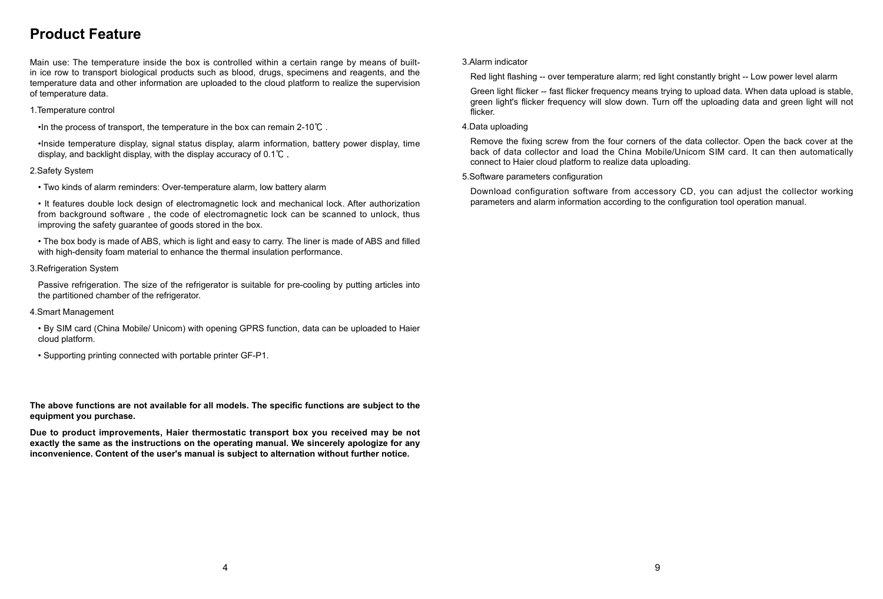## Product Feature

Main use: The temperature inside the box is controlled within a certain range by means of built-in ice row to transport biological products such as blood, drugs, specimens and reagents, and the temperature data and other information are uploaded to the cloud platform to realize the supervision of temperature data.

1.Temperature control

•In the process of transport, the temperature in the box can remain 2-10℃ .

•Inside temperature display, signal status display, alarm information, battery power display, time display, and backlight display, with the display accuracy of 0.1℃ .

2.Safety System

• Two kinds of alarm reminders: Over-temperature alarm, low battery alarm

• It features double lock design of electromagnetic lock and mechanical lock. After authorization from background software , the code of electromagnetic lock can be scanned to unlock, thus improving the safety guarantee of goods stored in the box.

• The box body is made of ABS, which is light and easy to carry. The liner is made of ABS and filled with high-density foam material to enhance the thermal insulation performance.

3.Refrigeration System

Passive refrigeration. The size of the refrigerator is suitable for pre-cooling by putting articles into the partitioned chamber of the refrigerator.

4.Smart Management

• By SIM card (China Mobile/ Unicom) with opening GPRS function, data can be uploaded to Haier cloud platform.

• Supporting printing connected with portable printer GF-P1.

**The above functions are not available for all models. The specific functions are subject to the equipment you purchase.**

**Due to product improvements, Haier thermostatic transport box you received may be not exactly the same as the instructions on the operating manual. We sincerely apologize for any inconvenience. Content of the user's manual is subject to alternation without further notice.**

3.Alarm indicator

Red light flashing -- over temperature alarm; red light constantly bright -- Low power level alarm

Green light flicker -- fast flicker frequency means trying to upload data. When data upload is stable, green light's flicker frequency will slow down. Turn off the uploading data and green light will not flicker.

4.Data uploading

Remove the fixing screw from the four corners of the data collector. Open the back cover at the back of data collector and load the China Mobile/Unicom SIM card. It can then automatically connect to Haier cloud platform to realize data uploading.

5.Software parameters configuration

Download configuration software from accessory CD, you can adjust the collector working parameters and alarm information according to the configuration tool operation manual.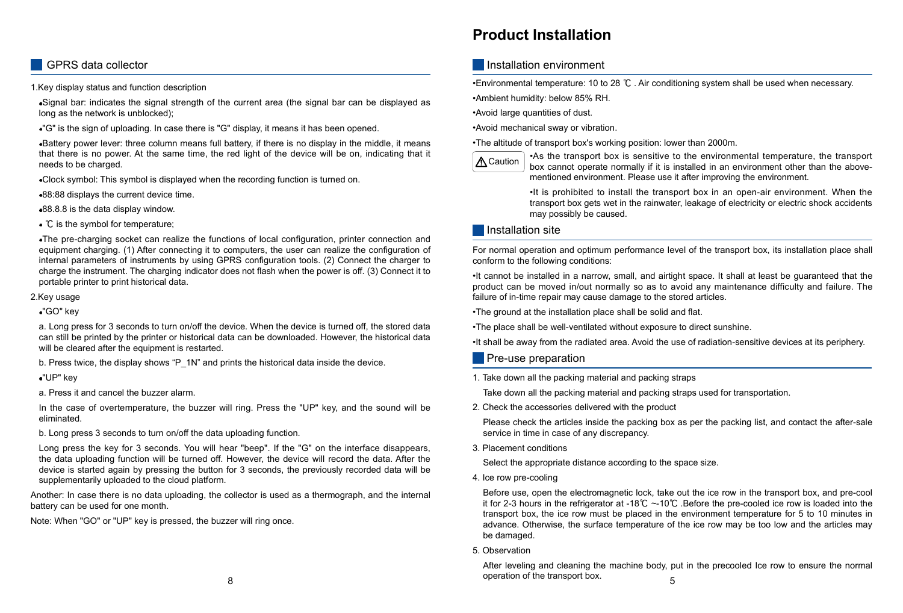## GPRS data collector

1.Key display status and function description

- Signal bar: indicates the signal strength of the current area (the signal bar can be displayed as long as the network is unblocked);
- "G" is the sign of uploading. In case there is "G" display, it means it has been opened.
- Battery power lever: three column means full battery, if there is no display in the middle, it means that there is no power. At the same time, the red light of the device will be on, indicating that it needs to be charged.
- Clock symbol: This symbol is displayed when the recording function is turned on.
- 88:88 displays the current device time.
- 88.8.8 is the data display window.
- ℃ is the symbol for temperature;
- The pre-charging socket can realize the functions of local configuration, printer connection and equipment charging. (1) After connecting it to computers, the user can realize the configuration of internal parameters of instruments by using GPRS configuration tools. (2) Connect the charger to charge the instrument. The charging indicator does not flash when the power is off. (3) Connect it to portable printer to print historical data.

2.Key usage

- "GO" key

a. Long press for 3 seconds to turn on/off the device. When the device is turned off, the stored data can still be printed by the printer or historical data can be downloaded. However, the historical data will be cleared after the equipment is restarted.

b. Press twice, the display shows "P_1N" and prints the historical data inside the device.

- "UP" key

a. Press it and cancel the buzzer alarm.

In the case of overtemperature, the buzzer will ring. Press the "UP" key, and the sound will be eliminated.

b. Long press 3 seconds to turn on/off the data uploading function.

Long press the key for 3 seconds. You will hear "beep". If the "G" on the interface disappears, the data uploading function will be turned off. However, the device will record the data. After the device is started again by pressing the button for 3 seconds, the previously recorded data will be supplementarily uploaded to the cloud platform.

Another: In case there is no data uploading, the collector is used as a thermograph, and the internal battery can be used for one month.

Note: When "GO" or "UP" key is pressed, the buzzer will ring once.

# Product Installation

## Installation environment

- Environmental temperature: 10 to 28 ℃ . Air conditioning system shall be used when necessary.
- Ambient humidity: below 85% RH.
- Avoid large quantities of dust.
- Avoid mechanical sway or vibration.
- The altitude of transport box's working position: lower than 2000m.

⚠ Caution

- As the transport box is sensitive to the environmental temperature, the transport box cannot operate normally if it is installed in an environment other than the above-mentioned environment. Please use it after improving the environment.
- It is prohibited to install the transport box in an open-air environment. When the transport box gets wet in the rainwater, leakage of electricity or electric shock accidents may possibly be caused.

## Installation site

For normal operation and optimum performance level of the transport box, its installation place shall conform to the following conditions:

- It cannot be installed in a narrow, small, and airtight space. It shall at least be guaranteed that the product can be moved in/out normally so as to avoid any maintenance difficulty and failure. The failure of in-time repair may cause damage to the stored articles.
- The ground at the installation place shall be solid and flat.
- The place shall be well-ventilated without exposure to direct sunshine.
- It shall be away from the radiated area. Avoid the use of radiation-sensitive devices at its periphery.

## Pre-use preparation

1. Take down all the packing material and packing straps

Take down all the packing material and packing straps used for transportation.

2. Check the accessories delivered with the product

Please check the articles inside the packing box as per the packing list, and contact the after-sale service in time in case of any discrepancy.

3. Placement conditions

Select the appropriate distance according to the space size.

4. Ice row pre-cooling

Before use, open the electromagnetic lock, take out the ice row in the transport box, and pre-cool it for 2-3 hours in the refrigerator at -18℃ ~-10℃ .Before the pre-cooled ice row is loaded into the transport box, the ice row must be placed in the environment temperature for 5 to 10 minutes in advance. Otherwise, the surface temperature of the ice row may be too low and the articles may be damaged.

5. Observation

After leveling and cleaning the machine body, put in the precooled Ice row to ensure the normal operation of the transport box.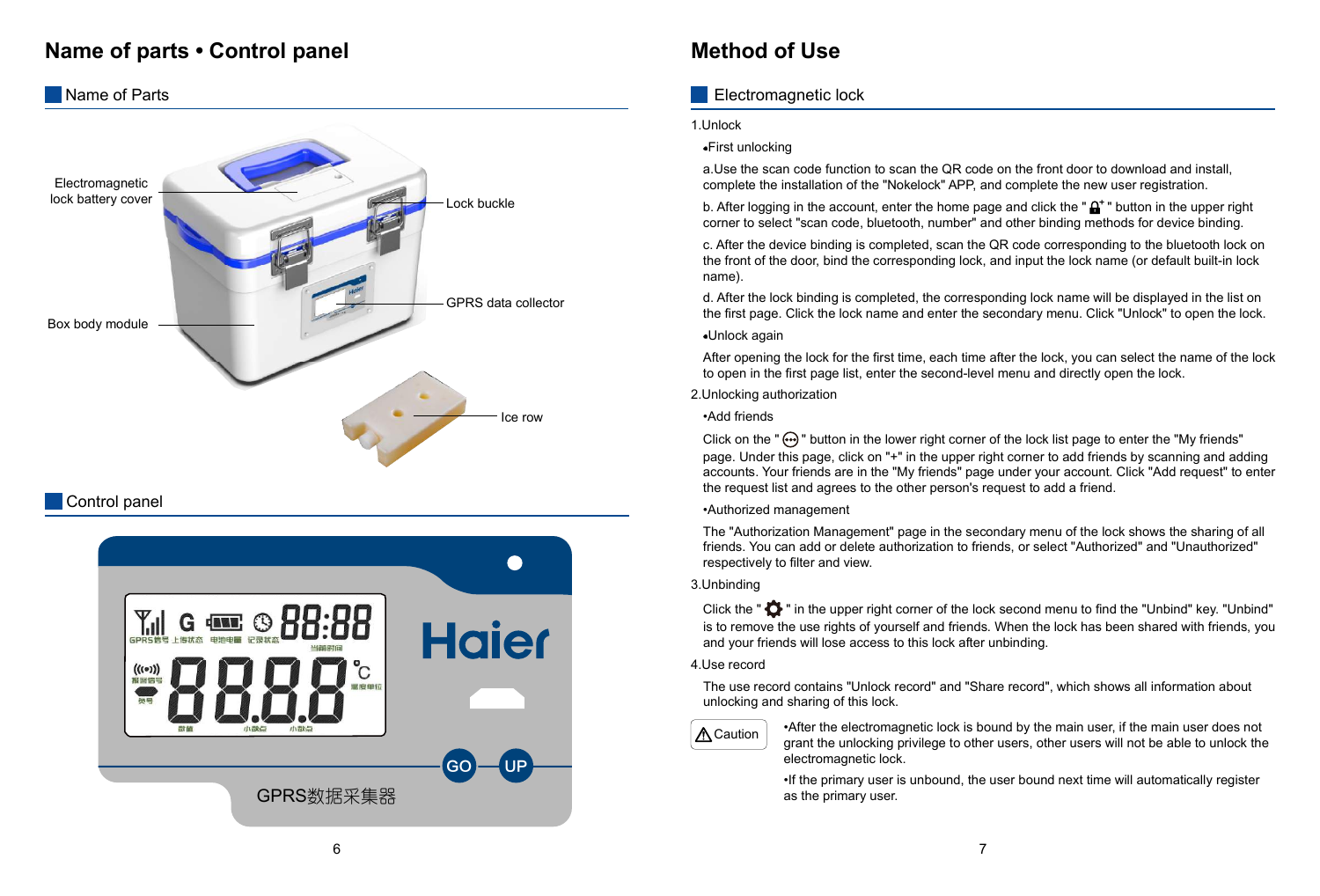# Name of parts • Control panel

## Name of Parts

Electromagnetic lock battery cover

Lock buckle

GPRS data collector

Box body module

Ice row

## Control panel

GPRS信号 上传状态 电池电量 记录状态 88:88 当前时间

报警信号 传号 8888 ℃ 温度单位

GO UP

Haier

GPRS数据采集器

# Method of Use

## Electromagnetic lock

1.Unlock

•First unlocking

a.Use the scan code function to scan the QR code on the front door to download and install, complete the installation of the "Nokelock" APP, and complete the new user registration.

b. After logging in the account, enter the home page and click the " " button in the upper right corner to select "scan code, bluetooth, number" and other binding methods for device binding.

c. After the device binding is completed, scan the QR code corresponding to the bluetooth lock on the front of the door, bind the corresponding lock, and input the lock name (or default built-in lock name).

d. After the lock binding is completed, the corresponding lock name will be displayed in the list on the first page. Click the lock name and enter the secondary menu. Click "Unlock" to open the lock.

•Unlock again

After opening the lock for the first time, each time after the lock, you can select the name of the lock to open in the first page list, enter the second-level menu and directly open the lock.

2.Unlocking authorization

•Add friends

Click on the " " button in the lower right corner of the lock list page to enter the "My friends" page. Under this page, click on "+" in the upper right corner to add friends by scanning and adding accounts. Your friends are in the "My friends" page under your account. Click "Add request" to enter the request list and agrees to the other person's request to add a friend.

•Authorized management

The "Authorization Management" page in the secondary menu of the lock shows the sharing of all friends. You can add or delete authorization to friends, or select "Authorized" and "Unauthorized" respectively to filter and view.

3.Unbinding

Click the " " in the upper right corner of the lock second menu to find the "Unbind" key. "Unbind" is to remove the use rights of yourself and friends. When the lock has been shared with friends, you and your friends will lose access to this lock after unbinding.

4.Use record

The use record contains "Unlock record" and "Share record", which shows all information about unlocking and sharing of this lock.

⚠ Caution

•After the electromagnetic lock is bound by the main user, if the main user does not grant the unlocking privilege to other users, other users will not be able to unlock the electromagnetic lock.

•If the primary user is unbound, the user bound next time will automatically register as the primary user.